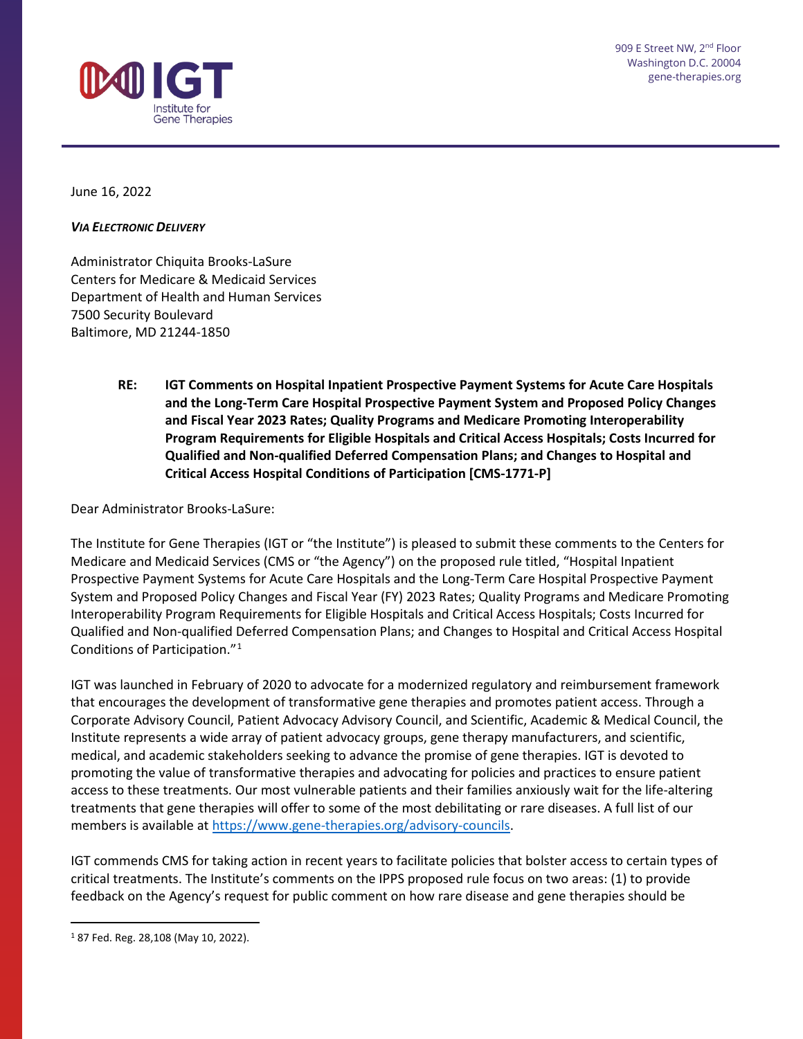IGT
Institute for Gene Therapies

909 E Street NW, 2nd Floor
Washington D.C. 20004
gene-therapies.org

June 16, 2022

***Via Electronic Delivery***

Administrator Chiquita Brooks-LaSure
Centers for Medicare & Medicaid Services
Department of Health and Human Services
7500 Security Boulevard
Baltimore, MD 21244-1850

**RE: IGT Comments on Hospital Inpatient Prospective Payment Systems for Acute Care Hospitals and the Long-Term Care Hospital Prospective Payment System and Proposed Policy Changes and Fiscal Year 2023 Rates; Quality Programs and Medicare Promoting Interoperability Program Requirements for Eligible Hospitals and Critical Access Hospitals; Costs Incurred for Qualified and Non-qualified Deferred Compensation Plans; and Changes to Hospital and Critical Access Hospital Conditions of Participation [CMS-1771-P]**

Dear Administrator Brooks-LaSure:

The Institute for Gene Therapies (IGT or "the Institute") is pleased to submit these comments to the Centers for Medicare and Medicaid Services (CMS or "the Agency") on the proposed rule titled, "Hospital Inpatient Prospective Payment Systems for Acute Care Hospitals and the Long-Term Care Hospital Prospective Payment System and Proposed Policy Changes and Fiscal Year (FY) 2023 Rates; Quality Programs and Medicare Promoting Interoperability Program Requirements for Eligible Hospitals and Critical Access Hospitals; Costs Incurred for Qualified and Non-qualified Deferred Compensation Plans; and Changes to Hospital and Critical Access Hospital Conditions of Participation."[1]

IGT was launched in February of 2020 to advocate for a modernized regulatory and reimbursement framework that encourages the development of transformative gene therapies and promotes patient access. Through a Corporate Advisory Council, Patient Advocacy Advisory Council, and Scientific, Academic & Medical Council, the Institute represents a wide array of patient advocacy groups, gene therapy manufacturers, and scientific, medical, and academic stakeholders seeking to advance the promise of gene therapies. IGT is devoted to promoting the value of transformative therapies and advocating for policies and practices to ensure patient access to these treatments. Our most vulnerable patients and their families anxiously wait for the life-altering treatments that gene therapies will offer to some of the most debilitating or rare diseases. A full list of our members is available at https://www.gene-therapies.org/advisory-councils.

IGT commends CMS for taking action in recent years to facilitate policies that bolster access to certain types of critical treatments. The Institute's comments on the IPPS proposed rule focus on two areas: (1) to provide feedback on the Agency's request for public comment on how rare disease and gene therapies should be

[1] 87 Fed. Reg. 28,108 (May 10, 2022).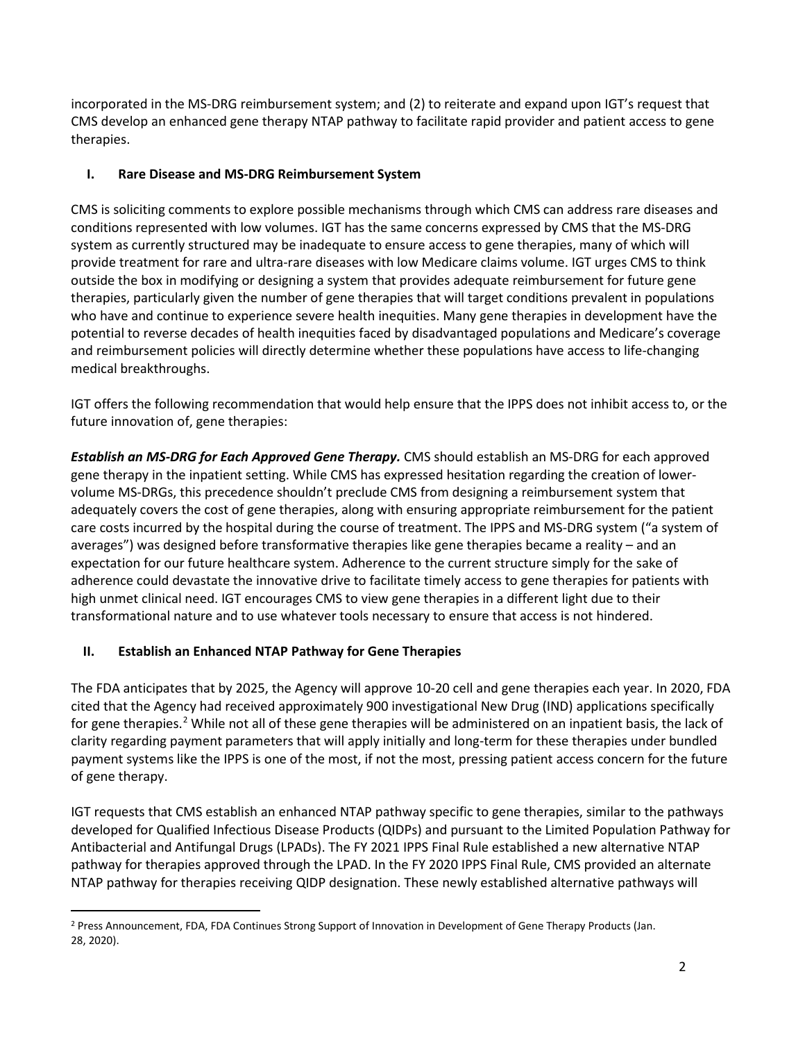incorporated in the MS-DRG reimbursement system; and (2) to reiterate and expand upon IGT's request that CMS develop an enhanced gene therapy NTAP pathway to facilitate rapid provider and patient access to gene therapies.

## I. Rare Disease and MS-DRG Reimbursement System

CMS is soliciting comments to explore possible mechanisms through which CMS can address rare diseases and conditions represented with low volumes. IGT has the same concerns expressed by CMS that the MS-DRG system as currently structured may be inadequate to ensure access to gene therapies, many of which will provide treatment for rare and ultra-rare diseases with low Medicare claims volume. IGT urges CMS to think outside the box in modifying or designing a system that provides adequate reimbursement for future gene therapies, particularly given the number of gene therapies that will target conditions prevalent in populations who have and continue to experience severe health inequities. Many gene therapies in development have the potential to reverse decades of health inequities faced by disadvantaged populations and Medicare's coverage and reimbursement policies will directly determine whether these populations have access to life-changing medical breakthroughs.

IGT offers the following recommendation that would help ensure that the IPPS does not inhibit access to, or the future innovation of, gene therapies:

***Establish an MS-DRG for Each Approved Gene Therapy.*** CMS should establish an MS-DRG for each approved gene therapy in the inpatient setting. While CMS has expressed hesitation regarding the creation of lower-volume MS-DRGs, this precedence shouldn't preclude CMS from designing a reimbursement system that adequately covers the cost of gene therapies, along with ensuring appropriate reimbursement for the patient care costs incurred by the hospital during the course of treatment. The IPPS and MS-DRG system ("a system of averages") was designed before transformative therapies like gene therapies became a reality – and an expectation for our future healthcare system. Adherence to the current structure simply for the sake of adherence could devastate the innovative drive to facilitate timely access to gene therapies for patients with high unmet clinical need. IGT encourages CMS to view gene therapies in a different light due to their transformational nature and to use whatever tools necessary to ensure that access is not hindered.

## II. Establish an Enhanced NTAP Pathway for Gene Therapies

The FDA anticipates that by 2025, the Agency will approve 10-20 cell and gene therapies each year. In 2020, FDA cited that the Agency had received approximately 900 investigational New Drug (IND) applications specifically for gene therapies.[2] While not all of these gene therapies will be administered on an inpatient basis, the lack of clarity regarding payment parameters that will apply initially and long-term for these therapies under bundled payment systems like the IPPS is one of the most, if not the most, pressing patient access concern for the future of gene therapy.

IGT requests that CMS establish an enhanced NTAP pathway specific to gene therapies, similar to the pathways developed for Qualified Infectious Disease Products (QIDPs) and pursuant to the Limited Population Pathway for Antibacterial and Antifungal Drugs (LPADs). The FY 2021 IPPS Final Rule established a new alternative NTAP pathway for therapies approved through the LPAD. In the FY 2020 IPPS Final Rule, CMS provided an alternate NTAP pathway for therapies receiving QIDP designation. These newly established alternative pathways will

[2] Press Announcement, FDA, FDA Continues Strong Support of Innovation in Development of Gene Therapy Products (Jan. 28, 2020).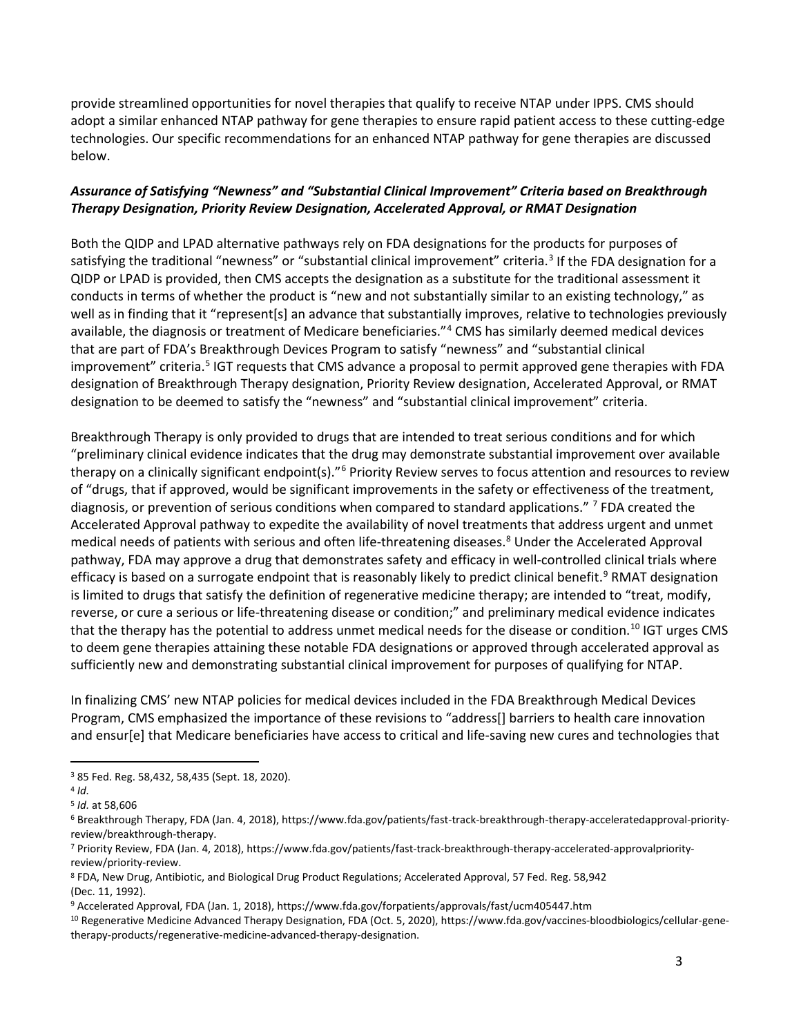provide streamlined opportunities for novel therapies that qualify to receive NTAP under IPPS. CMS should adopt a similar enhanced NTAP pathway for gene therapies to ensure rapid patient access to these cutting-edge technologies. Our specific recommendations for an enhanced NTAP pathway for gene therapies are discussed below.

***Assurance of Satisfying "Newness" and "Substantial Clinical Improvement" Criteria based on Breakthrough Therapy Designation, Priority Review Designation, Accelerated Approval, or RMAT Designation***

Both the QIDP and LPAD alternative pathways rely on FDA designations for the products for purposes of satisfying the traditional "newness" or "substantial clinical improvement" criteria.[3] If the FDA designation for a QIDP or LPAD is provided, then CMS accepts the designation as a substitute for the traditional assessment it conducts in terms of whether the product is "new and not substantially similar to an existing technology," as well as in finding that it "represent[s] an advance that substantially improves, relative to technologies previously available, the diagnosis or treatment of Medicare beneficiaries."[4] CMS has similarly deemed medical devices that are part of FDA's Breakthrough Devices Program to satisfy "newness" and "substantial clinical improvement" criteria.[5] IGT requests that CMS advance a proposal to permit approved gene therapies with FDA designation of Breakthrough Therapy designation, Priority Review designation, Accelerated Approval, or RMAT designation to be deemed to satisfy the "newness" and "substantial clinical improvement" criteria.

Breakthrough Therapy is only provided to drugs that are intended to treat serious conditions and for which "preliminary clinical evidence indicates that the drug may demonstrate substantial improvement over available therapy on a clinically significant endpoint(s)."[6] Priority Review serves to focus attention and resources to review of "drugs, that if approved, would be significant improvements in the safety or effectiveness of the treatment, diagnosis, or prevention of serious conditions when compared to standard applications." [7] FDA created the Accelerated Approval pathway to expedite the availability of novel treatments that address urgent and unmet medical needs of patients with serious and often life-threatening diseases.[8] Under the Accelerated Approval pathway, FDA may approve a drug that demonstrates safety and efficacy in well-controlled clinical trials where efficacy is based on a surrogate endpoint that is reasonably likely to predict clinical benefit.[9] RMAT designation is limited to drugs that satisfy the definition of regenerative medicine therapy; are intended to "treat, modify, reverse, or cure a serious or life-threatening disease or condition;" and preliminary medical evidence indicates that the therapy has the potential to address unmet medical needs for the disease or condition.[10] IGT urges CMS to deem gene therapies attaining these notable FDA designations or approved through accelerated approval as sufficiently new and demonstrating substantial clinical improvement for purposes of qualifying for NTAP.

In finalizing CMS' new NTAP policies for medical devices included in the FDA Breakthrough Medical Devices Program, CMS emphasized the importance of these revisions to "address[] barriers to health care innovation and ensur[e] that Medicare beneficiaries have access to critical and life-saving new cures and technologies that

---

[3] 85 Fed. Reg. 58,432, 58,435 (Sept. 18, 2020).

[4] *Id.*

[5] *Id.* at 58,606

[6] Breakthrough Therapy, FDA (Jan. 4, 2018), https://www.fda.gov/patients/fast-track-breakthrough-therapy-acceleratedapproval-priority-review/breakthrough-therapy.

[7] Priority Review, FDA (Jan. 4, 2018), https://www.fda.gov/patients/fast-track-breakthrough-therapy-accelerated-approvalpriority-review/priority-review.

[8] FDA, New Drug, Antibiotic, and Biological Drug Product Regulations; Accelerated Approval, 57 Fed. Reg. 58,942 (Dec. 11, 1992).

[9] Accelerated Approval, FDA (Jan. 1, 2018), https://www.fda.gov/forpatients/approvals/fast/ucm405447.htm

[10] Regenerative Medicine Advanced Therapy Designation, FDA (Oct. 5, 2020), https://www.fda.gov/vaccines-bloodbiologics/cellular-gene-therapy-products/regenerative-medicine-advanced-therapy-designation.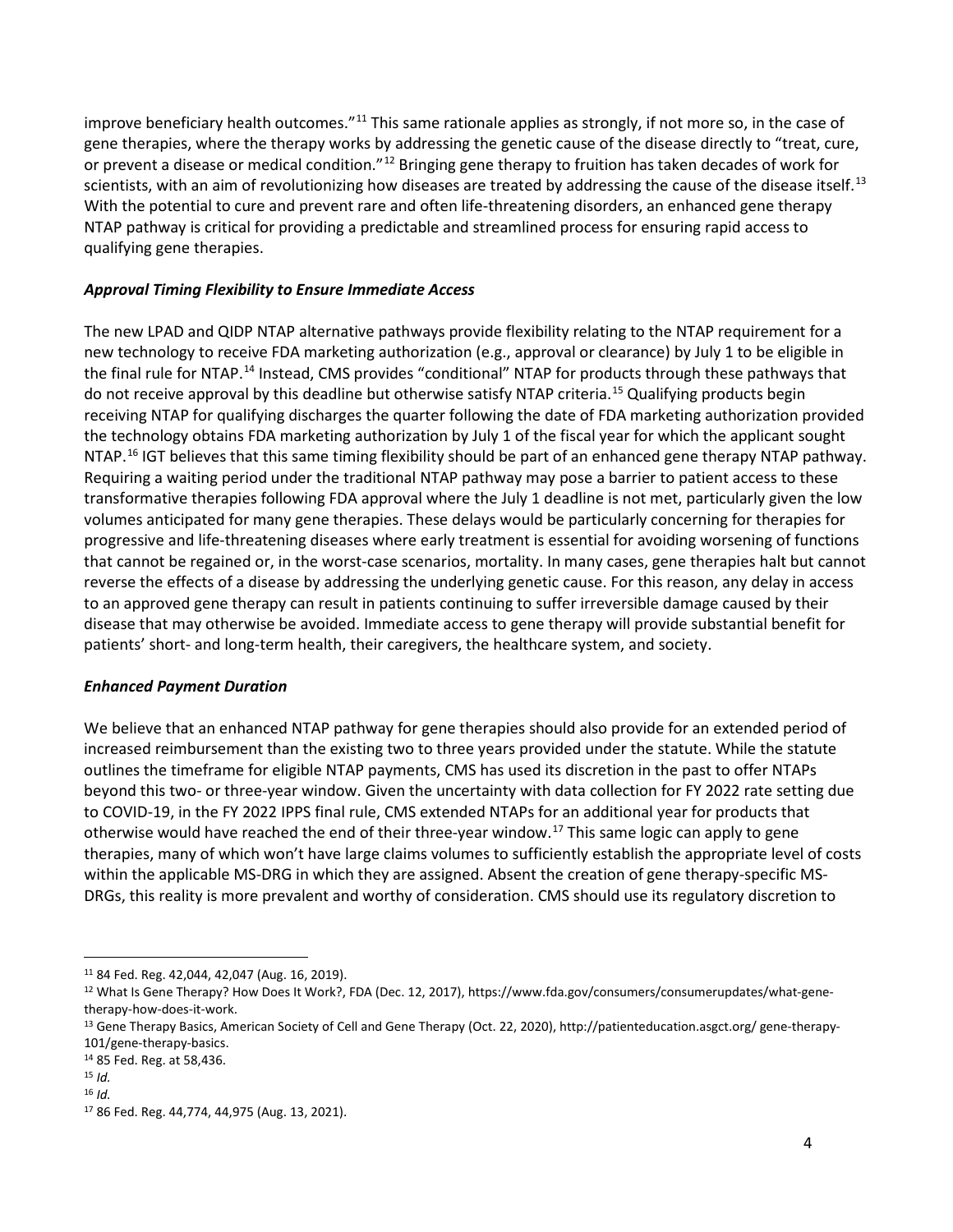improve beneficiary health outcomes."[11] This same rationale applies as strongly, if not more so, in the case of gene therapies, where the therapy works by addressing the genetic cause of the disease directly to "treat, cure, or prevent a disease or medical condition."[12] Bringing gene therapy to fruition has taken decades of work for scientists, with an aim of revolutionizing how diseases are treated by addressing the cause of the disease itself.[13] With the potential to cure and prevent rare and often life-threatening disorders, an enhanced gene therapy NTAP pathway is critical for providing a predictable and streamlined process for ensuring rapid access to qualifying gene therapies.

***Approval Timing Flexibility to Ensure Immediate Access***

The new LPAD and QIDP NTAP alternative pathways provide flexibility relating to the NTAP requirement for a new technology to receive FDA marketing authorization (e.g., approval or clearance) by July 1 to be eligible in the final rule for NTAP.[14] Instead, CMS provides "conditional" NTAP for products through these pathways that do not receive approval by this deadline but otherwise satisfy NTAP criteria.[15] Qualifying products begin receiving NTAP for qualifying discharges the quarter following the date of FDA marketing authorization provided the technology obtains FDA marketing authorization by July 1 of the fiscal year for which the applicant sought NTAP.[16] IGT believes that this same timing flexibility should be part of an enhanced gene therapy NTAP pathway. Requiring a waiting period under the traditional NTAP pathway may pose a barrier to patient access to these transformative therapies following FDA approval where the July 1 deadline is not met, particularly given the low volumes anticipated for many gene therapies. These delays would be particularly concerning for therapies for progressive and life-threatening diseases where early treatment is essential for avoiding worsening of functions that cannot be regained or, in the worst-case scenarios, mortality. In many cases, gene therapies halt but cannot reverse the effects of a disease by addressing the underlying genetic cause. For this reason, any delay in access to an approved gene therapy can result in patients continuing to suffer irreversible damage caused by their disease that may otherwise be avoided. Immediate access to gene therapy will provide substantial benefit for patients' short- and long-term health, their caregivers, the healthcare system, and society.

***Enhanced Payment Duration***

We believe that an enhanced NTAP pathway for gene therapies should also provide for an extended period of increased reimbursement than the existing two to three years provided under the statute. While the statute outlines the timeframe for eligible NTAP payments, CMS has used its discretion in the past to offer NTAPs beyond this two- or three-year window. Given the uncertainty with data collection for FY 2022 rate setting due to COVID-19, in the FY 2022 IPPS final rule, CMS extended NTAPs for an additional year for products that otherwise would have reached the end of their three-year window.[17] This same logic can apply to gene therapies, many of which won't have large claims volumes to sufficiently establish the appropriate level of costs within the applicable MS-DRG in which they are assigned. Absent the creation of gene therapy-specific MS-DRGs, this reality is more prevalent and worthy of consideration. CMS should use its regulatory discretion to

---

[11] 84 Fed. Reg. 42,044, 42,047 (Aug. 16, 2019).

[12] What Is Gene Therapy? How Does It Work?, FDA (Dec. 12, 2017), https://www.fda.gov/consumers/consumerupdates/what-gene-therapy-how-does-it-work.

[13] Gene Therapy Basics, American Society of Cell and Gene Therapy (Oct. 22, 2020), http://patienteducation.asgct.org/ gene-therapy-101/gene-therapy-basics.

[14] 85 Fed. Reg. at 58,436.

[15] *Id.*

[16] *Id.*

[17] 86 Fed. Reg. 44,774, 44,975 (Aug. 13, 2021).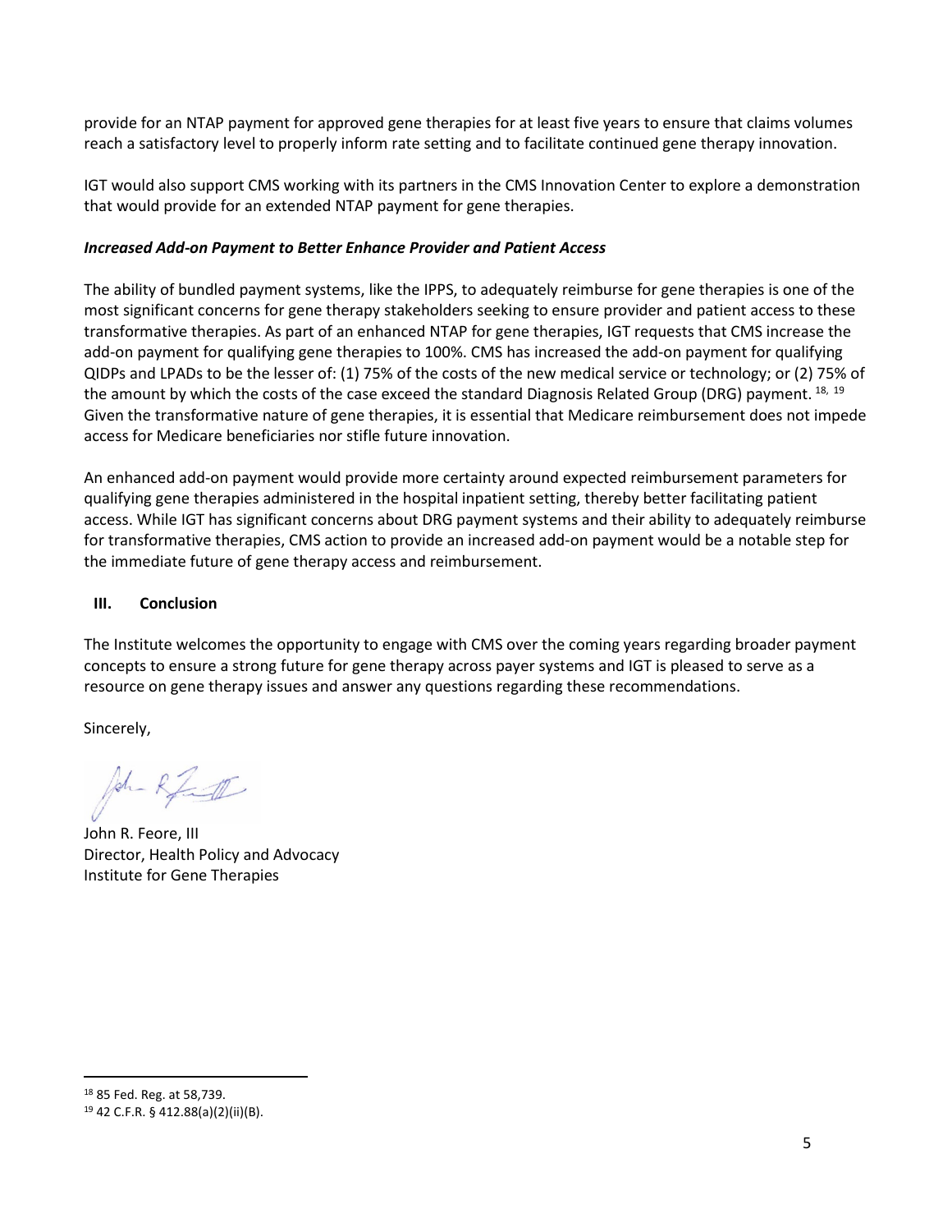provide for an NTAP payment for approved gene therapies for at least five years to ensure that claims volumes reach a satisfactory level to properly inform rate setting and to facilitate continued gene therapy innovation.

IGT would also support CMS working with its partners in the CMS Innovation Center to explore a demonstration that would provide for an extended NTAP payment for gene therapies.

***Increased Add-on Payment to Better Enhance Provider and Patient Access***

The ability of bundled payment systems, like the IPPS, to adequately reimburse for gene therapies is one of the most significant concerns for gene therapy stakeholders seeking to ensure provider and patient access to these transformative therapies. As part of an enhanced NTAP for gene therapies, IGT requests that CMS increase the add-on payment for qualifying gene therapies to 100%. CMS has increased the add-on payment for qualifying QIDPs and LPADs to be the lesser of: (1) 75% of the costs of the new medical service or technology; or (2) 75% of the amount by which the costs of the case exceed the standard Diagnosis Related Group (DRG) payment.[18, 19] Given the transformative nature of gene therapies, it is essential that Medicare reimbursement does not impede access for Medicare beneficiaries nor stifle future innovation.

An enhanced add-on payment would provide more certainty around expected reimbursement parameters for qualifying gene therapies administered in the hospital inpatient setting, thereby better facilitating patient access. While IGT has significant concerns about DRG payment systems and their ability to adequately reimburse for transformative therapies, CMS action to provide an increased add-on payment would be a notable step for the immediate future of gene therapy access and reimbursement.

## III. Conclusion

The Institute welcomes the opportunity to engage with CMS over the coming years regarding broader payment concepts to ensure a strong future for gene therapy across payer systems and IGT is pleased to serve as a resource on gene therapy issues and answer any questions regarding these recommendations.

Sincerely,

John R. Feore, III
Director, Health Policy and Advocacy
Institute for Gene Therapies

---

[18] 85 Fed. Reg. at 58,739.

[19] 42 C.F.R. § 412.88(a)(2)(ii)(B).